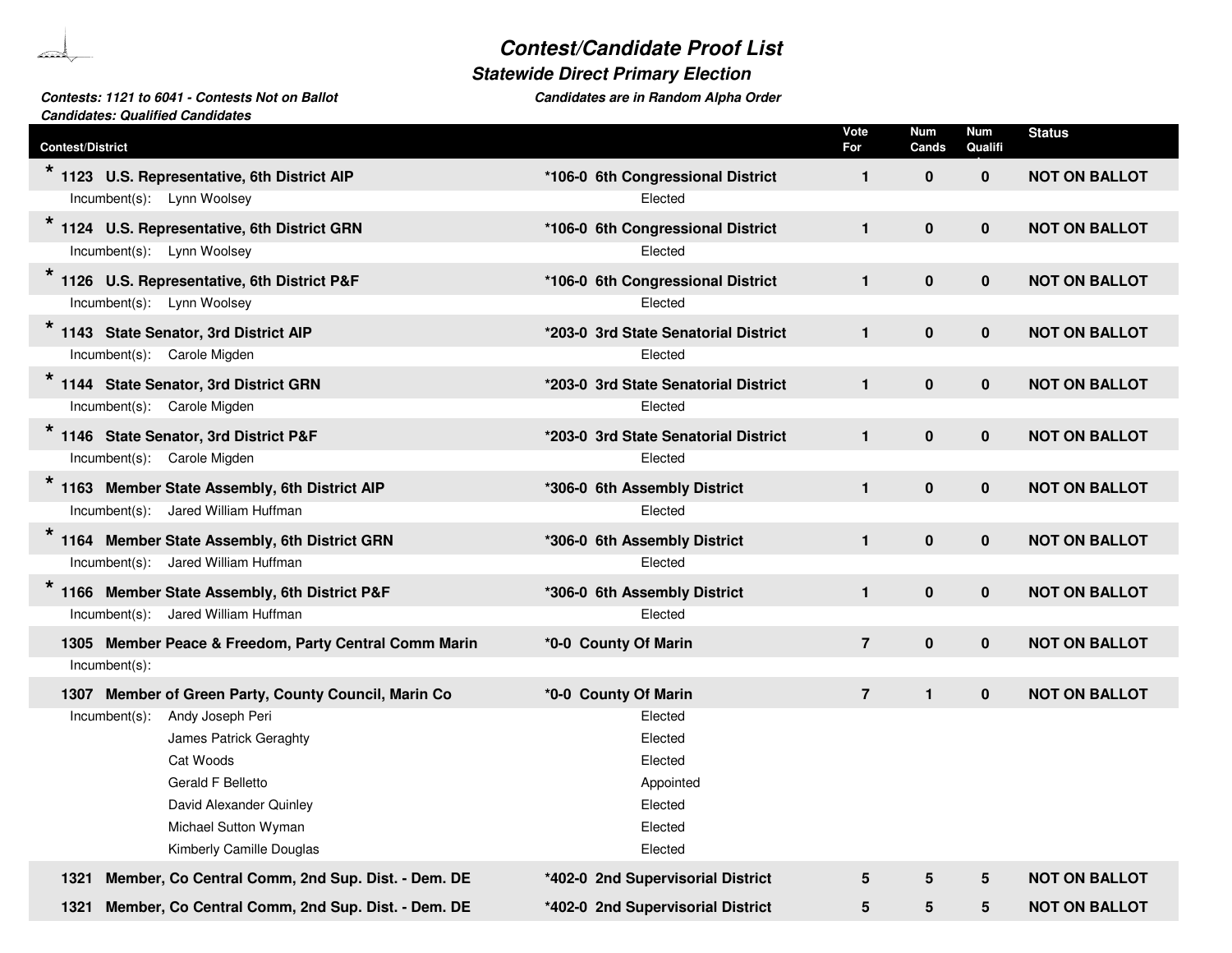# Contest/Candidate Proof List

## Statewide Direct Primary Election

***Contests: 1121 to 6041 - Contests Not on Ballot*** ***Candidates are in Random Alpha Order***
***Candidates: Qualified Candidates***

| Contest/District | | Vote For | Num Cands | Num Qualifi | Status |
|---|---|---|---|---|---|
| * **1123 U.S. Representative, 6th District AIP** | ***106-0 6th Congressional District** | **1** | **0** | **0** | **NOT ON BALLOT** |
| Incumbent(s): Lynn Woolsey | Elected | | | | |
| * **1124 U.S. Representative, 6th District GRN** | ***106-0 6th Congressional District** | **1** | **0** | **0** | **NOT ON BALLOT** |
| Incumbent(s): Lynn Woolsey | Elected | | | | |
| * **1126 U.S. Representative, 6th District P&F** | ***106-0 6th Congressional District** | **1** | **0** | **0** | **NOT ON BALLOT** |
| Incumbent(s): Lynn Woolsey | Elected | | | | |
| * **1143 State Senator, 3rd District AIP** | ***203-0 3rd State Senatorial District** | **1** | **0** | **0** | **NOT ON BALLOT** |
| Incumbent(s): Carole Migden | Elected | | | | |
| * **1144 State Senator, 3rd District GRN** | ***203-0 3rd State Senatorial District** | **1** | **0** | **0** | **NOT ON BALLOT** |
| Incumbent(s): Carole Migden | Elected | | | | |
| * **1146 State Senator, 3rd District P&F** | ***203-0 3rd State Senatorial District** | **1** | **0** | **0** | **NOT ON BALLOT** |
| Incumbent(s): Carole Migden | Elected | | | | |
| * **1163 Member State Assembly, 6th District AIP** | ***306-0 6th Assembly District** | **1** | **0** | **0** | **NOT ON BALLOT** |
| Incumbent(s): Jared William Huffman | Elected | | | | |
| * **1164 Member State Assembly, 6th District GRN** | ***306-0 6th Assembly District** | **1** | **0** | **0** | **NOT ON BALLOT** |
| Incumbent(s): Jared William Huffman | Elected | | | | |
| * **1166 Member State Assembly, 6th District P&F** | ***306-0 6th Assembly District** | **1** | **0** | **0** | **NOT ON BALLOT** |
| Incumbent(s): Jared William Huffman | Elected | | | | |
| **1305 Member Peace & Freedom, Party Central Comm Marin** | ***0-0 County Of Marin** | **7** | **0** | **0** | **NOT ON BALLOT** |
| Incumbent(s): | | | | | |
| **1307 Member of Green Party, County Council, Marin Co** | ***0-0 County Of Marin** | **7** | **1** | **0** | **NOT ON BALLOT** |
| Incumbent(s): Andy Joseph Peri | Elected | | | | |
| James Patrick Geraghty | Elected | | | | |
| Cat Woods | Elected | | | | |
| Gerald F Belletto | Appointed | | | | |
| David Alexander Quinley | Elected | | | | |
| Michael Sutton Wyman | Elected | | | | |
| Kimberly Camille Douglas | Elected | | | | |
| **1321 Member, Co Central Comm, 2nd Sup. Dist. - Dem. DE** | ***402-0 2nd Supervisorial District** | **5** | **5** | **5** | **NOT ON BALLOT** |
| **1321 Member, Co Central Comm, 2nd Sup. Dist. - Dem. DE** | ***402-0 2nd Supervisorial District** | **5** | **5** | **5** | **NOT ON BALLOT** |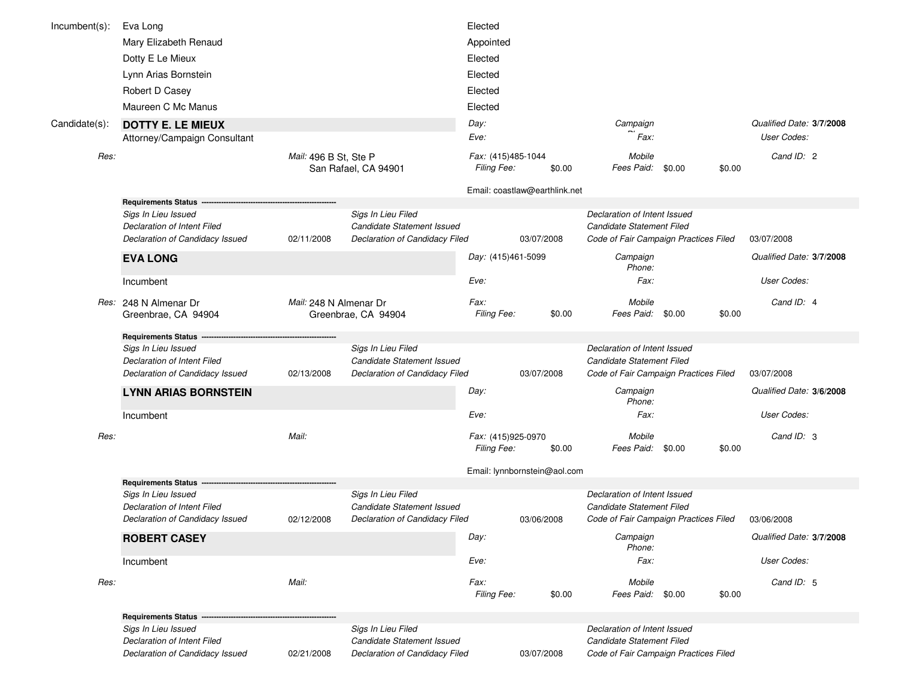**Incumbent(s):**

| Name | Status |
|---|---|
| Eva Long | Elected |
| Mary Elizabeth Renaud | Appointed |
| Dotty E Le Mieux | Elected |
| Lynn Arias Bornstein | Elected |
| Robert D Casey | Elected |
| Maureen C Mc Manus | Elected |

**Candidate(s):**

## DOTTY E. LE MIEUX

Attorney/Campaign Consultant

*Day:*
*Eve:*
*Campaign Phone:*
*Fax:*
*Qualified Date:* **3/7/2008**
*User Codes:*

*Res:*

*Mail:* 496 B St, Ste P
San Rafael, CA 94901

*Fax:* (415)485-1044
*Mobile*
*Cand ID:* 2

*Filing Fee:* $0.00 *Fees Paid:* $0.00 $0.00

Email: coastlaw@earthlink.net

**Requirements Status**

| | | | | | |
|---|---|---|---|---|---|
| *Sigs In Lieu Issued* | | *Sigs In Lieu Filed* | | *Declaration of Intent Issued* | |
| *Declaration of Intent Filed* | | *Candidate Statement Issued* | | *Candidate Statement Filed* | |
| *Declaration of Candidacy Issued* | 02/11/2008 | *Declaration of Candidacy Filed* | 03/07/2008 | *Code of Fair Campaign Practices Filed* | 03/07/2008 |

## EVA LONG

Incumbent

*Day:* (415)461-5099
*Eve:*
*Campaign Phone:*
*Fax:*
*Qualified Date:* **3/7/2008**
*User Codes:*

*Res:* 248 N Almenar Dr
Greenbrae, CA 94904

*Mail:* 248 N Almenar Dr
Greenbrae, CA 94904

*Fax:*
*Mobile*
*Cand ID:* 4

*Filing Fee:* $0.00 *Fees Paid:* $0.00 $0.00

**Requirements Status**

| | | | | | |
|---|---|---|---|---|---|
| *Sigs In Lieu Issued* | | *Sigs In Lieu Filed* | | *Declaration of Intent Issued* | |
| *Declaration of Intent Filed* | | *Candidate Statement Issued* | | *Candidate Statement Filed* | |
| *Declaration of Candidacy Issued* | 02/13/2008 | *Declaration of Candidacy Filed* | 03/07/2008 | *Code of Fair Campaign Practices Filed* | 03/07/2008 |

## LYNN ARIAS BORNSTEIN

Incumbent

*Day:*
*Eve:*
*Campaign Phone:*
*Fax:*
*Qualified Date:* **3/6/2008**
*User Codes:*

*Res:*

*Mail:*

*Fax:* (415)925-0970
*Mobile*
*Cand ID:* 3

*Filing Fee:* $0.00 *Fees Paid:* $0.00 $0.00

Email: lynnbornstein@aol.com

**Requirements Status**

| | | | | | |
|---|---|---|---|---|---|
| *Sigs In Lieu Issued* | | *Sigs In Lieu Filed* | | *Declaration of Intent Issued* | |
| *Declaration of Intent Filed* | | *Candidate Statement Issued* | | *Candidate Statement Filed* | |
| *Declaration of Candidacy Issued* | 02/12/2008 | *Declaration of Candidacy Filed* | 03/06/2008 | *Code of Fair Campaign Practices Filed* | 03/06/2008 |

## ROBERT CASEY

Incumbent

*Day:*
*Eve:*
*Campaign Phone:*
*Fax:*
*Qualified Date:* **3/7/2008**
*User Codes:*

*Res:*

*Mail:*

*Fax:*
*Mobile*
*Cand ID:* 5

*Filing Fee:* $0.00 *Fees Paid:* $0.00 $0.00

**Requirements Status**

| | | | | | |
|---|---|---|---|---|---|
| *Sigs In Lieu Issued* | | *Sigs In Lieu Filed* | | *Declaration of Intent Issued* | |
| *Declaration of Intent Filed* | | *Candidate Statement Issued* | | *Candidate Statement Filed* | |
| *Declaration of Candidacy Issued* | 02/21/2008 | *Declaration of Candidacy Filed* | 03/07/2008 | *Code of Fair Campaign Practices Filed* | |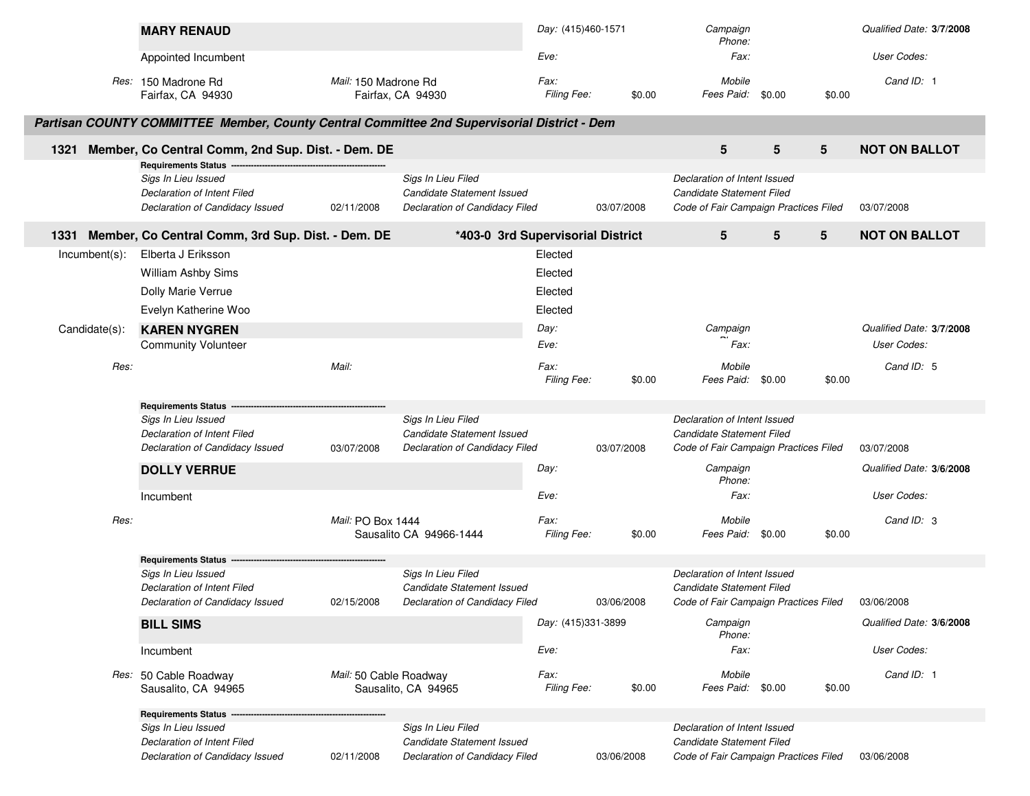**MARY RENAUD**

Appointed Incumbent

| | | | |
|---|---|---|---|
| Day: (415)460-1571 | Campaign Phone: | | Qualified Date: **3/7/2008** |
| Eve: | Fax: | | User Codes: |
| Fax: | Mobile | | Cand ID: 1 |
| Filing Fee: $0.00 | Fees Paid: $0.00 | $0.00 | |

Res: 150 Madrone Rd, Fairfax, CA 94930

Mail: 150 Madrone Rd, Fairfax, CA 94930

## Partisan COUNTY COMMITTEE Member, County Central Committee 2nd Supervisorial District - Dem

### 1321 Member, Co Central Comm, 2nd Sup. Dist. - Dem. DE — 5 5 5 — NOT ON BALLOT

**Requirements Status**

| | | | | | |
|---|---|---|---|---|---|
| Sigs In Lieu Issued | | Sigs In Lieu Filed | | Declaration of Intent Issued | |
| Declaration of Intent Filed | | Candidate Statement Issued | | Candidate Statement Filed | |
| Declaration of Candidacy Issued | 02/11/2008 | Declaration of Candidacy Filed | 03/07/2008 | Code of Fair Campaign Practices Filed | 03/07/2008 |

### 1331 Member, Co Central Comm, 3rd Sup. Dist. - Dem. DE — *403-0 3rd Supervisorial District — 5 5 5 — NOT ON BALLOT

Incumbent(s):

| | |
|---|---|
| Elberta J Eriksson | Elected |
| William Ashby Sims | Elected |
| Dolly Marie Verrue | Elected |
| Evelyn Katherine Woo | Elected |

Candidate(s):

**KAREN NYGREN**

Community Volunteer

| | | | |
|---|---|---|---|
| Day: | Campaign Phone: | | Qualified Date: **3/7/2008** |
| Eve: | Fax: | | User Codes: |
| Fax: | Mobile | | Cand ID: 5 |
| Filing Fee: $0.00 | Fees Paid: $0.00 | $0.00 | |

Res:

Mail:

**Requirements Status**

| | | | | | |
|---|---|---|---|---|---|
| Sigs In Lieu Issued | | Sigs In Lieu Filed | | Declaration of Intent Issued | |
| Declaration of Intent Filed | | Candidate Statement Issued | | Candidate Statement Filed | |
| Declaration of Candidacy Issued | 03/07/2008 | Declaration of Candidacy Filed | 03/07/2008 | Code of Fair Campaign Practices Filed | 03/07/2008 |

**DOLLY VERRUE**

Incumbent

| | | | |
|---|---|---|---|
| Day: | Campaign Phone: | | Qualified Date: **3/6/2008** |
| Eve: | Fax: | | User Codes: |
| Fax: | Mobile | | Cand ID: 3 |
| Filing Fee: $0.00 | Fees Paid: $0.00 | $0.00 | |

Res:

Mail: PO Box 1444, Sausalito CA 94966-1444

**Requirements Status**

| | | | | | |
|---|---|---|---|---|---|
| Sigs In Lieu Issued | | Sigs In Lieu Filed | | Declaration of Intent Issued | |
| Declaration of Intent Filed | | Candidate Statement Issued | | Candidate Statement Filed | |
| Declaration of Candidacy Issued | 02/15/2008 | Declaration of Candidacy Filed | 03/06/2008 | Code of Fair Campaign Practices Filed | 03/06/2008 |

**BILL SIMS**

Incumbent

| | | | |
|---|---|---|---|
| Day: (415)331-3899 | Campaign Phone: | | Qualified Date: **3/6/2008** |
| Eve: | Fax: | | User Codes: |
| Fax: | Mobile | | Cand ID: 1 |
| Filing Fee: $0.00 | Fees Paid: $0.00 | $0.00 | |

Res: 50 Cable Roadway, Sausalito, CA 94965

Mail: 50 Cable Roadway, Sausalito, CA 94965

**Requirements Status**

| | | | | | |
|---|---|---|---|---|---|
| Sigs In Lieu Issued | | Sigs In Lieu Filed | | Declaration of Intent Issued | |
| Declaration of Intent Filed | | Candidate Statement Issued | | Candidate Statement Filed | |
| Declaration of Candidacy Issued | 02/11/2008 | Declaration of Candidacy Filed | 03/06/2008 | Code of Fair Campaign Practices Filed | 03/06/2008 |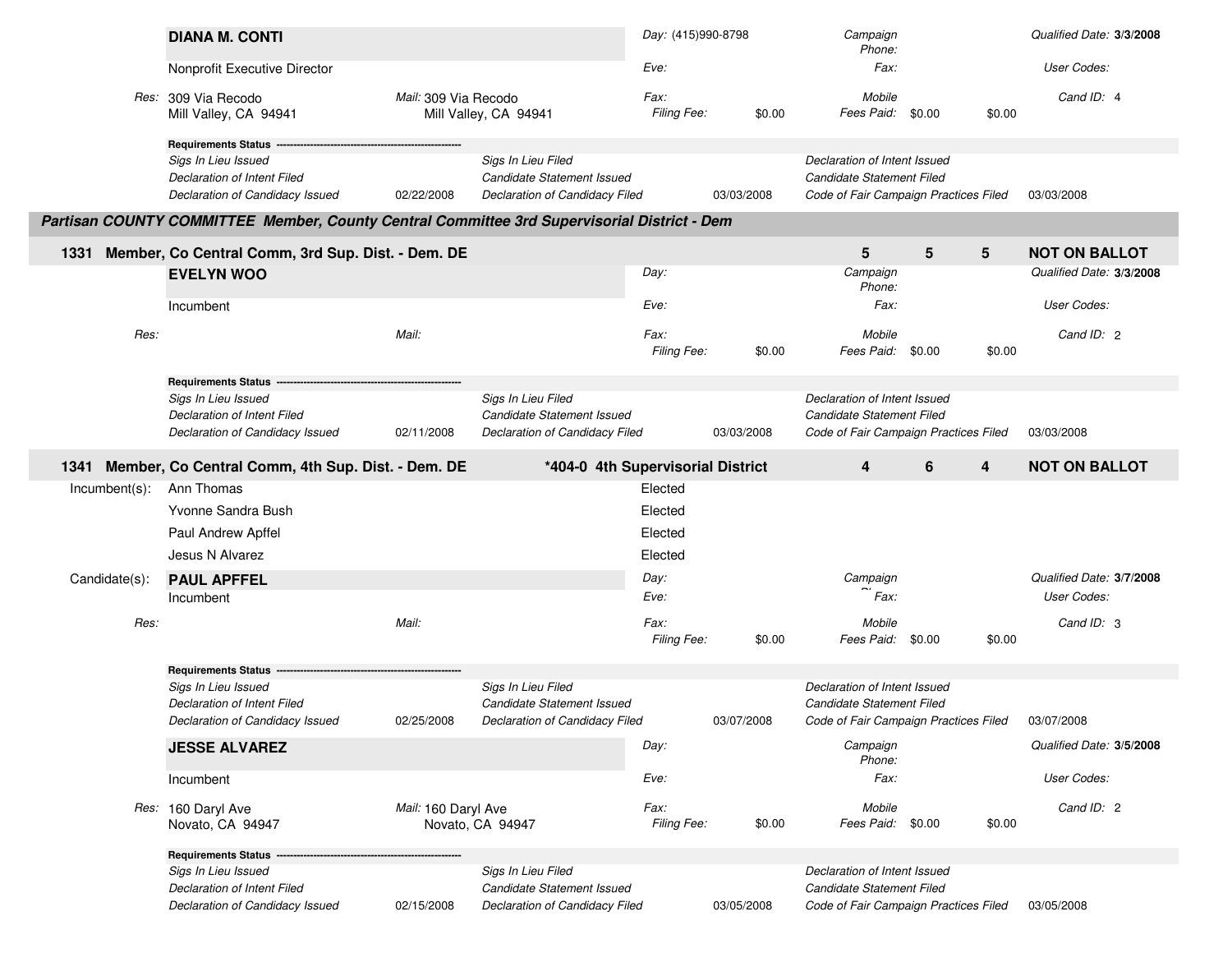**DIANA M. CONTI**

Nonprofit Executive Director

| | | | |
|---|---|---|---|
| *Day:* (415)990-8798 | *Campaign Phone:* | | *Qualified Date:* **3/3/2008** |
| *Eve:* | *Fax:* | | *User Codes:* |
| *Fax:* | *Mobile* | | *Cand ID:* 4 |
| *Filing Fee:* $0.00 | *Fees Paid:* $0.00 | $0.00 | |

*Res:* 309 Via Recodo, Mill Valley, CA 94941
*Mail:* 309 Via Recodo, Mill Valley, CA 94941

**Requirements Status**

| | | | | | |
|---|---|---|---|---|---|
| *Sigs In Lieu Issued* | | *Sigs In Lieu Filed* | | *Declaration of Intent Issued* | |
| *Declaration of Intent Filed* | | *Candidate Statement Issued* | | *Candidate Statement Filed* | |
| *Declaration of Candidacy Issued* | 02/22/2008 | *Declaration of Candidacy Filed* | 03/03/2008 | *Code of Fair Campaign Practices Filed* | 03/03/2008 |

## *Partisan COUNTY COMMITTEE Member, County Central Committee 3rd Supervisorial District - Dem*

### 1331 Member, Co Central Comm, 3rd Sup. Dist. - Dem. DE — 5 5 5 NOT ON BALLOT

**EVELYN WOO**

Incumbent

| | | | |
|---|---|---|---|
| *Day:* | *Campaign Phone:* | | *Qualified Date:* **3/3/2008** |
| *Eve:* | *Fax:* | | *User Codes:* |
| *Fax:* | *Mobile* | | *Cand ID:* 2 |
| *Filing Fee:* $0.00 | *Fees Paid:* $0.00 | $0.00 | |

*Res:*
*Mail:*

**Requirements Status**

| | | | | | |
|---|---|---|---|---|---|
| *Sigs In Lieu Issued* | | *Sigs In Lieu Filed* | | *Declaration of Intent Issued* | |
| *Declaration of Intent Filed* | | *Candidate Statement Issued* | | *Candidate Statement Filed* | |
| *Declaration of Candidacy Issued* | 02/11/2008 | *Declaration of Candidacy Filed* | 03/03/2008 | *Code of Fair Campaign Practices Filed* | 03/03/2008 |

### 1341 Member, Co Central Comm, 4th Sup. Dist. - Dem. DE — *404-0 4th Supervisorial District — 4 6 4 NOT ON BALLOT

Incumbent(s):

| Name | Status |
|---|---|
| Ann Thomas | Elected |
| Yvonne Sandra Bush | Elected |
| Paul Andrew Apffel | Elected |
| Jesus N Alvarez | Elected |

Candidate(s):

**PAUL APFFEL**

Incumbent

| | | | |
|---|---|---|---|
| *Day:* | *Campaign Phone:* | | *Qualified Date:* **3/7/2008** |
| *Eve:* | *Fax:* | | *User Codes:* |
| *Fax:* | *Mobile* | | *Cand ID:* 3 |
| *Filing Fee:* $0.00 | *Fees Paid:* $0.00 | $0.00 | |

*Res:*
*Mail:*

**Requirements Status**

| | | | | | |
|---|---|---|---|---|---|
| *Sigs In Lieu Issued* | | *Sigs In Lieu Filed* | | *Declaration of Intent Issued* | |
| *Declaration of Intent Filed* | | *Candidate Statement Issued* | | *Candidate Statement Filed* | |
| *Declaration of Candidacy Issued* | 02/25/2008 | *Declaration of Candidacy Filed* | 03/07/2008 | *Code of Fair Campaign Practices Filed* | 03/07/2008 |

**JESSE ALVAREZ**

Incumbent

| | | | |
|---|---|---|---|
| *Day:* | *Campaign Phone:* | | *Qualified Date:* **3/5/2008** |
| *Eve:* | *Fax:* | | *User Codes:* |
| *Fax:* | *Mobile* | | *Cand ID:* 2 |
| *Filing Fee:* $0.00 | *Fees Paid:* $0.00 | $0.00 | |

*Res:* 160 Daryl Ave, Novato, CA 94947
*Mail:* 160 Daryl Ave, Novato, CA 94947

**Requirements Status**

| | | | | | |
|---|---|---|---|---|---|
| *Sigs In Lieu Issued* | | *Sigs In Lieu Filed* | | *Declaration of Intent Issued* | |
| *Declaration of Intent Filed* | | *Candidate Statement Issued* | | *Candidate Statement Filed* | |
| *Declaration of Candidacy Issued* | 02/15/2008 | *Declaration of Candidacy Filed* | 03/05/2008 | *Code of Fair Campaign Practices Filed* | 03/05/2008 |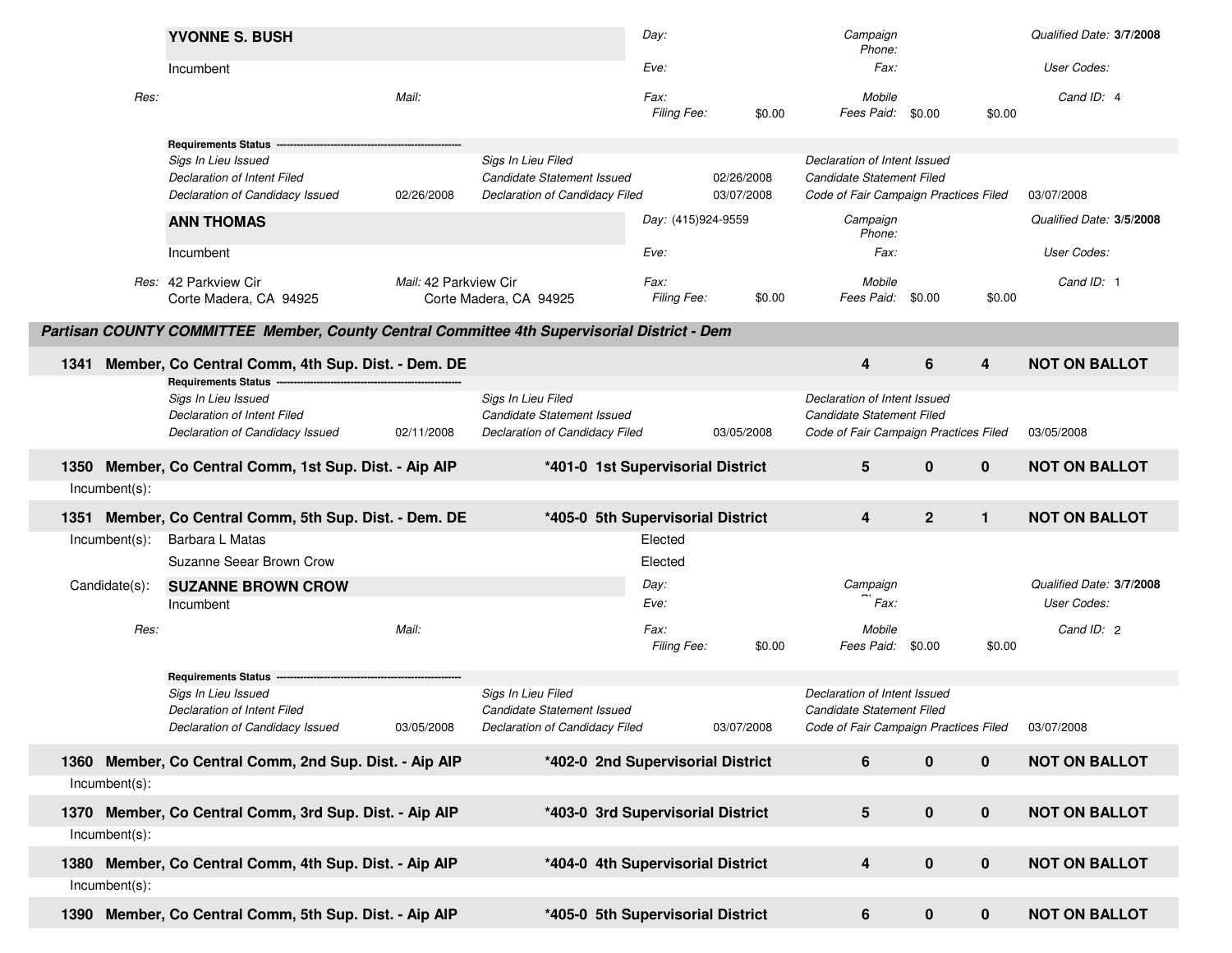**YVONNE S. BUSH**

Incumbent

Day: | Campaign Phone: | Qualified Date: **3/7/2008**

Eve: | Fax: | User Codes:

Res: | Mail: | Fax: | Mobile | Cand ID: 4

Filing Fee: $0.00 | Fees Paid: $0.00 $0.00

**Requirements Status** -----------------------------------------------------

| | | | | | |
|---|---|---|---|---|---|
| *Sigs In Lieu Issued* | | *Sigs In Lieu Filed* | | *Declaration of Intent Issued* | |
| *Declaration of Intent Filed* | | *Candidate Statement Issued* | 02/26/2008 | *Candidate Statement Filed* | |
| *Declaration of Candidacy Issued* | 02/26/2008 | *Declaration of Candidacy Filed* | 03/07/2008 | *Code of Fair Campaign Practices Filed* | 03/07/2008 |

**ANN THOMAS**

Incumbent

Day: (415)924-9559 | Campaign Phone: | Qualified Date: **3/5/2008**

Eve: | Fax: | User Codes:

Res: 42 Parkview Cir, Corte Madera, CA 94925 | Mail: 42 Parkview Cir, Corte Madera, CA 94925 | Fax: | Mobile | Cand ID: 1

Filing Fee: $0.00 | Fees Paid: $0.00 $0.00

## *Partisan COUNTY COMMITTEE Member, County Central Committee 4th Supervisorial District - Dem*

| | | | | | |
|---|---|---|---|---|---|
| **1341 Member, Co Central Comm, 4th Sup. Dist. - Dem. DE** | | **4** | **6** | **4** | **NOT ON BALLOT** |

**Requirements Status** -----------------------------------------------------

| | | | | | |
|---|---|---|---|---|---|
| *Sigs In Lieu Issued* | | *Sigs In Lieu Filed* | | *Declaration of Intent Issued* | |
| *Declaration of Intent Filed* | | *Candidate Statement Issued* | | *Candidate Statement Filed* | |
| *Declaration of Candidacy Issued* | 02/11/2008 | *Declaration of Candidacy Filed* | 03/05/2008 | *Code of Fair Campaign Practices Filed* | 03/05/2008 |

| | | | | | |
|---|---|---|---|---|---|
| **1350 Member, Co Central Comm, 1st Sup. Dist. - Aip AIP** | ***401-0 1st Supervisorial District** | **5** | **0** | **0** | **NOT ON BALLOT** |

Incumbent(s):

| | | | | | |
|---|---|---|---|---|---|
| **1351 Member, Co Central Comm, 5th Sup. Dist. - Dem. DE** | ***405-0 5th Supervisorial District** | **4** | **2** | **1** | **NOT ON BALLOT** |

Incumbent(s): Barbara L Matas — Elected

Suzanne Seear Brown Crow — Elected

Candidate(s): **SUZANNE BROWN CROW**

Incumbent

Day: | Campaign Phone: | Qualified Date: **3/7/2008**

Eve: | Fax: | User Codes:

Res: | Mail: | Fax: | Mobile | Cand ID: 2

Filing Fee: $0.00 | Fees Paid: $0.00 $0.00

**Requirements Status** -----------------------------------------------------

| | | | | | |
|---|---|---|---|---|---|
| *Sigs In Lieu Issued* | | *Sigs In Lieu Filed* | | *Declaration of Intent Issued* | |
| *Declaration of Intent Filed* | | *Candidate Statement Issued* | | *Candidate Statement Filed* | |
| *Declaration of Candidacy Issued* | 03/05/2008 | *Declaration of Candidacy Filed* | 03/07/2008 | *Code of Fair Campaign Practices Filed* | 03/07/2008 |

| | | | | | |
|---|---|---|---|---|---|
| **1360 Member, Co Central Comm, 2nd Sup. Dist. - Aip AIP** | ***402-0 2nd Supervisorial District** | **6** | **0** | **0** | **NOT ON BALLOT** |

Incumbent(s):

| | | | | | |
|---|---|---|---|---|---|
| **1370 Member, Co Central Comm, 3rd Sup. Dist. - Aip AIP** | ***403-0 3rd Supervisorial District** | **5** | **0** | **0** | **NOT ON BALLOT** |

Incumbent(s):

| | | | | | |
|---|---|---|---|---|---|
| **1380 Member, Co Central Comm, 4th Sup. Dist. - Aip AIP** | ***404-0 4th Supervisorial District** | **4** | **0** | **0** | **NOT ON BALLOT** |

Incumbent(s):

| | | | | | |
|---|---|---|---|---|---|
| **1390 Member, Co Central Comm, 5th Sup. Dist. - Aip AIP** | ***405-0 5th Supervisorial District** | **6** | **0** | **0** | **NOT ON BALLOT** |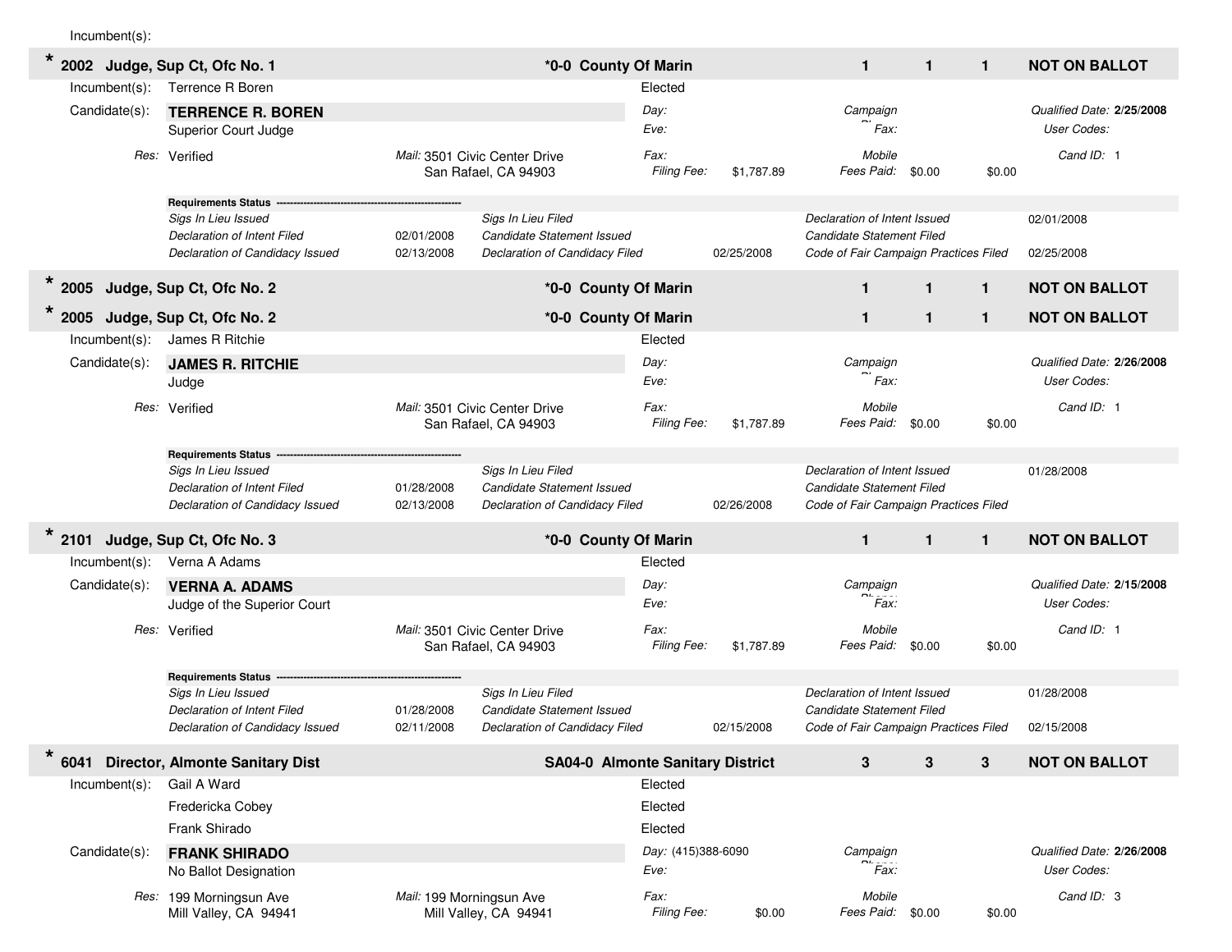Incumbent(s):

**\* 2002 Judge, Sup Ct, Ofc No. 1** — **\*0-0 County Of Marin** — **1 1 1** — **NOT ON BALLOT**

Incumbent(s): Terrence R Boren — Elected

Candidate(s): **TERRENCE R. BOREN**
Superior Court Judge

| | | | |
|---|---|---|---|
| *Res:* Verified | *Mail:* 3501 Civic Center Drive, San Rafael, CA 94903 | *Day:* | *Campaign Phone:* |
| | | *Eve:* | *Fax:* |
| | | *Fax:* | *Mobile* |
| | | *Filing Fee:* $1,787.89 | *Fees Paid:* $0.00 $0.00 |

*Qualified Date:* **2/25/2008**
*User Codes:*
*Cand ID:* 1

**Requirements Status**

| | | | | | |
|---|---|---|---|---|---|
| *Sigs In Lieu Issued* | | *Sigs In Lieu Filed* | | *Declaration of Intent Issued* | 02/01/2008 |
| *Declaration of Intent Filed* | 02/01/2008 | *Candidate Statement Issued* | | *Candidate Statement Filed* | |
| *Declaration of Candidacy Issued* | 02/13/2008 | *Declaration of Candidacy Filed* | 02/25/2008 | *Code of Fair Campaign Practices Filed* | 02/25/2008 |

**\* 2005 Judge, Sup Ct, Ofc No. 2** — **\*0-0 County Of Marin** — **1 1 1** — **NOT ON BALLOT**

**\* 2005 Judge, Sup Ct, Ofc No. 2** — **\*0-0 County Of Marin** — **1 1 1** — **NOT ON BALLOT**

Incumbent(s): James R Ritchie — Elected

Candidate(s): **JAMES R. RITCHIE**
Judge

| | | | |
|---|---|---|---|
| *Res:* Verified | *Mail:* 3501 Civic Center Drive, San Rafael, CA 94903 | *Day:* | *Campaign Phone:* |
| | | *Eve:* | *Fax:* |
| | | *Fax:* | *Mobile* |
| | | *Filing Fee:* $1,787.89 | *Fees Paid:* $0.00 $0.00 |

*Qualified Date:* **2/26/2008**
*User Codes:*
*Cand ID:* 1

**Requirements Status**

| | | | | | |
|---|---|---|---|---|---|
| *Sigs In Lieu Issued* | | *Sigs In Lieu Filed* | | *Declaration of Intent Issued* | 01/28/2008 |
| *Declaration of Intent Filed* | 01/28/2008 | *Candidate Statement Issued* | | *Candidate Statement Filed* | |
| *Declaration of Candidacy Issued* | 02/13/2008 | *Declaration of Candidacy Filed* | 02/26/2008 | *Code of Fair Campaign Practices Filed* | |

**\* 2101 Judge, Sup Ct, Ofc No. 3** — **\*0-0 County Of Marin** — **1 1 1** — **NOT ON BALLOT**

Incumbent(s): Verna A Adams — Elected

Candidate(s): **VERNA A. ADAMS**
Judge of the Superior Court

| | | | |
|---|---|---|---|
| *Res:* Verified | *Mail:* 3501 Civic Center Drive, San Rafael, CA 94903 | *Day:* | *Campaign Phone:* |
| | | *Eve:* | *Fax:* |
| | | *Fax:* | *Mobile* |
| | | *Filing Fee:* $1,787.89 | *Fees Paid:* $0.00 $0.00 |

*Qualified Date:* **2/15/2008**
*User Codes:*
*Cand ID:* 1

**Requirements Status**

| | | | | | |
|---|---|---|---|---|---|
| *Sigs In Lieu Issued* | | *Sigs In Lieu Filed* | | *Declaration of Intent Issued* | 01/28/2008 |
| *Declaration of Intent Filed* | 01/28/2008 | *Candidate Statement Issued* | | *Candidate Statement Filed* | |
| *Declaration of Candidacy Issued* | 02/11/2008 | *Declaration of Candidacy Filed* | 02/15/2008 | *Code of Fair Campaign Practices Filed* | 02/15/2008 |

**\* 6041 Director, Almonte Sanitary Dist** — **SA04-0 Almonte Sanitary District** — **3 3 3** — **NOT ON BALLOT**

Incumbent(s):
- Gail A Ward — Elected
- Fredericka Cobey — Elected
- Frank Shirado — Elected

Candidate(s): **FRANK SHIRADO**
No Ballot Designation

| | | | |
|---|---|---|---|
| *Res:* 199 Morningsun Ave, Mill Valley, CA 94941 | *Mail:* 199 Morningsun Ave, Mill Valley, CA 94941 | *Day:* (415)388-6090 | *Campaign Phone:* |
| | | *Eve:* | *Fax:* |
| | | *Fax:* | *Mobile* |
| | | *Filing Fee:* $0.00 | *Fees Paid:* $0.00 $0.00 |

*Qualified Date:* **2/26/2008**
*User Codes:*
*Cand ID:* 3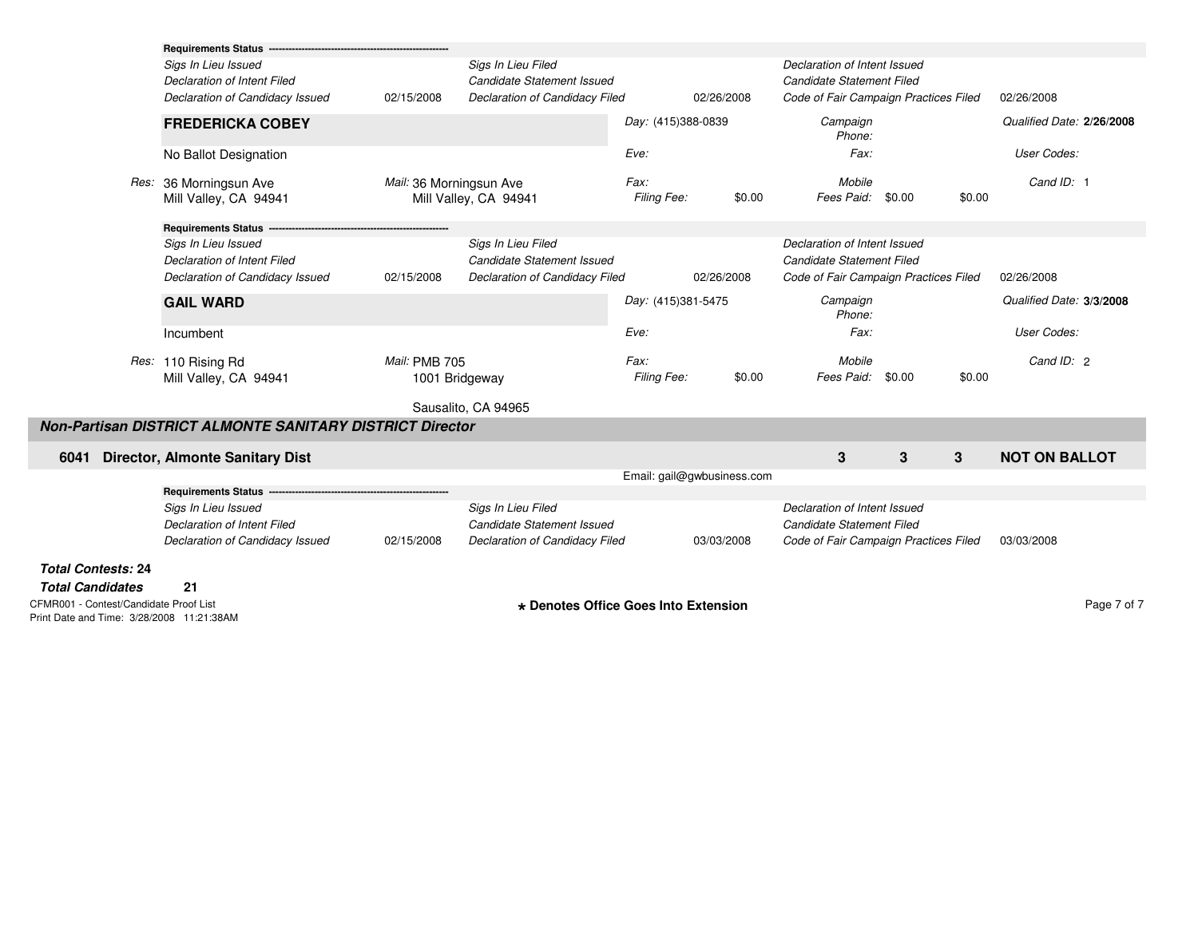**Requirements Status**

| | | | | | |
|---|---|---|---|---|---|
| *Sigs In Lieu Issued* | | *Sigs In Lieu Filed* | | *Declaration of Intent Issued* | |
| *Declaration of Intent Filed* | | *Candidate Statement Issued* | | *Candidate Statement Filed* | |
| *Declaration of Candidacy Issued* | 02/15/2008 | *Declaration of Candidacy Filed* | 02/26/2008 | *Code of Fair Campaign Practices Filed* | 02/26/2008 |

**FREDERICKA COBEY**

No Ballot Designation

*Day:* (415)388-0839
*Eve:*
*Fax:*

*Campaign Phone:*
*Fax:*
*Mobile*

*Qualified Date:* **2/26/2008**
*User Codes:*
*Cand ID:* 1

*Res:* 36 Morningsun Ave
Mill Valley, CA 94941

*Mail:* 36 Morningsun Ave
Mill Valley, CA 94941

*Filing Fee:* $0.00 *Fees Paid:* $0.00 $0.00

**Requirements Status**

| | | | | | |
|---|---|---|---|---|---|
| *Sigs In Lieu Issued* | | *Sigs In Lieu Filed* | | *Declaration of Intent Issued* | |
| *Declaration of Intent Filed* | | *Candidate Statement Issued* | | *Candidate Statement Filed* | |
| *Declaration of Candidacy Issued* | 02/15/2008 | *Declaration of Candidacy Filed* | 02/26/2008 | *Code of Fair Campaign Practices Filed* | 02/26/2008 |

**GAIL WARD**

Incumbent

*Day:* (415)381-5475
*Eve:*
*Fax:*

*Campaign Phone:*
*Fax:*
*Mobile*

*Qualified Date:* **3/3/2008**
*User Codes:*
*Cand ID:* 2

*Res:* 110 Rising Rd
Mill Valley, CA 94941

*Mail:* PMB 705
1001 Bridgeway
Sausalito, CA 94965

*Filing Fee:* $0.00 *Fees Paid:* $0.00 $0.00

## *Non-Partisan DISTRICT ALMONTE SANITARY DISTRICT Director*

**6041 Director, Almonte Sanitary Dist** **3** **3** **3** **NOT ON BALLOT**

Email: gail@gwbusiness.com

**Requirements Status**

| | | | | | |
|---|---|---|---|---|---|
| *Sigs In Lieu Issued* | | *Sigs In Lieu Filed* | | *Declaration of Intent Issued* | |
| *Declaration of Intent Filed* | | *Candidate Statement Issued* | | *Candidate Statement Filed* | |
| *Declaration of Candidacy Issued* | 02/15/2008 | *Declaration of Candidacy Filed* | 03/03/2008 | *Code of Fair Campaign Practices Filed* | 03/03/2008 |

***Total Contests: 24***

***Total Candidates*** **21**

CFMR001 - Contest/Candidate Proof List
Print Date and Time: 3/28/2008 11:21:38AM

**\* Denotes Office Goes Into Extension**